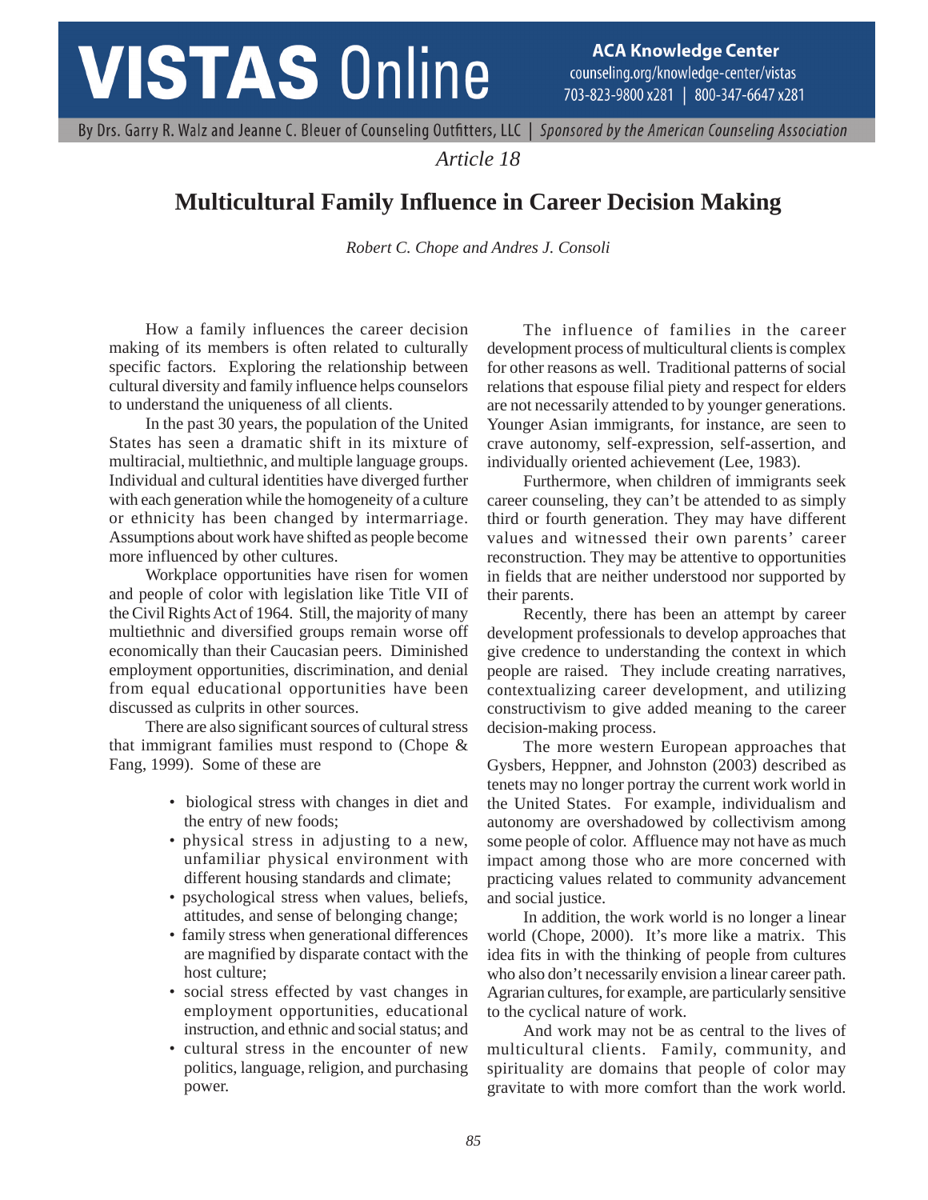# VISTAS Online

ACA Knowledge Center
counseling.org/knowledge-center/vistas
703-823-9800 x281 | 800-347-6647 x281

By Drs. Garry R. Walz and Jeanne C. Bleuer of Counseling Outfitters, LLC | *Sponsored by the American Counseling Association*

*Article 18*

## Multicultural Family Influence in Career Decision Making

*Robert C. Chope and Andres J. Consoli*

How a family influences the career decision making of its members is often related to culturally specific factors. Exploring the relationship between cultural diversity and family influence helps counselors to understand the uniqueness of all clients.

In the past 30 years, the population of the United States has seen a dramatic shift in its mixture of multiracial, multiethnic, and multiple language groups. Individual and cultural identities have diverged further with each generation while the homogeneity of a culture or ethnicity has been changed by intermarriage. Assumptions about work have shifted as people become more influenced by other cultures.

Workplace opportunities have risen for women and people of color with legislation like Title VII of the Civil Rights Act of 1964. Still, the majority of many multiethnic and diversified groups remain worse off economically than their Caucasian peers. Diminished employment opportunities, discrimination, and denial from equal educational opportunities have been discussed as culprits in other sources.

There are also significant sources of cultural stress that immigrant families must respond to (Chope & Fang, 1999). Some of these are

- biological stress with changes in diet and the entry of new foods;
- physical stress in adjusting to a new, unfamiliar physical environment with different housing standards and climate;
- psychological stress when values, beliefs, attitudes, and sense of belonging change;
- family stress when generational differences are magnified by disparate contact with the host culture;
- social stress effected by vast changes in employment opportunities, educational instruction, and ethnic and social status; and
- cultural stress in the encounter of new politics, language, religion, and purchasing power.

The influence of families in the career development process of multicultural clients is complex for other reasons as well. Traditional patterns of social relations that espouse filial piety and respect for elders are not necessarily attended to by younger generations. Younger Asian immigrants, for instance, are seen to crave autonomy, self-expression, self-assertion, and individually oriented achievement (Lee, 1983).

Furthermore, when children of immigrants seek career counseling, they can't be attended to as simply third or fourth generation. They may have different values and witnessed their own parents' career reconstruction. They may be attentive to opportunities in fields that are neither understood nor supported by their parents.

Recently, there has been an attempt by career development professionals to develop approaches that give credence to understanding the context in which people are raised. They include creating narratives, contextualizing career development, and utilizing constructivism to give added meaning to the career decision-making process.

The more western European approaches that Gysbers, Heppner, and Johnston (2003) described as tenets may no longer portray the current work world in the United States. For example, individualism and autonomy are overshadowed by collectivism among some people of color. Affluence may not have as much impact among those who are more concerned with practicing values related to community advancement and social justice.

In addition, the work world is no longer a linear world (Chope, 2000). It's more like a matrix. This idea fits in with the thinking of people from cultures who also don't necessarily envision a linear career path. Agrarian cultures, for example, are particularly sensitive to the cyclical nature of work.

And work may not be as central to the lives of multicultural clients. Family, community, and spirituality are domains that people of color may gravitate to with more comfort than the work world.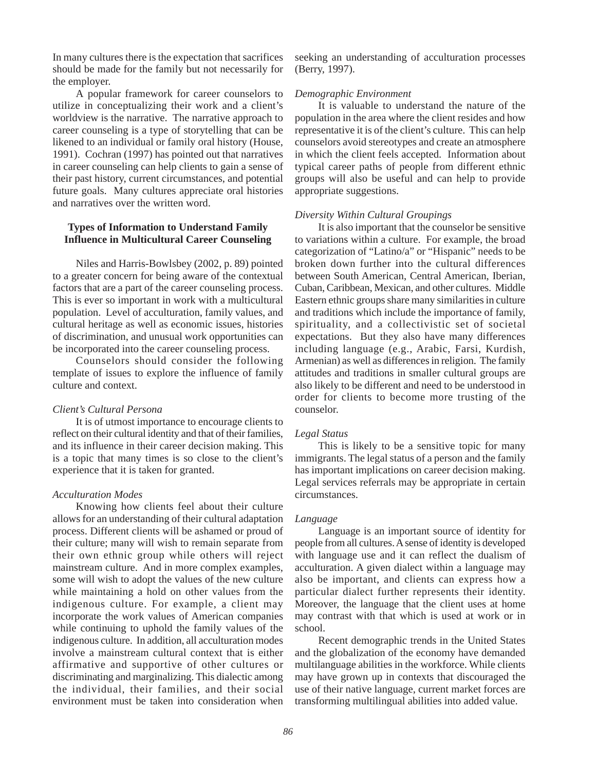In many cultures there is the expectation that sacrifices should be made for the family but not necessarily for the employer.

A popular framework for career counselors to utilize in conceptualizing their work and a client's worldview is the narrative. The narrative approach to career counseling is a type of storytelling that can be likened to an individual or family oral history (House, 1991). Cochran (1997) has pointed out that narratives in career counseling can help clients to gain a sense of their past history, current circumstances, and potential future goals. Many cultures appreciate oral histories and narratives over the written word.

### Types of Information to Understand Family Influence in Multicultural Career Counseling

Niles and Harris-Bowlsbey (2002, p. 89) pointed to a greater concern for being aware of the contextual factors that are a part of the career counseling process. This is ever so important in work with a multicultural population. Level of acculturation, family values, and cultural heritage as well as economic issues, histories of discrimination, and unusual work opportunities can be incorporated into the career counseling process.

Counselors should consider the following template of issues to explore the influence of family culture and context.

*Client's Cultural Persona*

It is of utmost importance to encourage clients to reflect on their cultural identity and that of their families, and its influence in their career decision making. This is a topic that many times is so close to the client's experience that it is taken for granted.

*Acculturation Modes*

Knowing how clients feel about their culture allows for an understanding of their cultural adaptation process. Different clients will be ashamed or proud of their culture; many will wish to remain separate from their own ethnic group while others will reject mainstream culture. And in more complex examples, some will wish to adopt the values of the new culture while maintaining a hold on other values from the indigenous culture. For example, a client may incorporate the work values of American companies while continuing to uphold the family values of the indigenous culture. In addition, all acculturation modes involve a mainstream cultural context that is either affirmative and supportive of other cultures or discriminating and marginalizing. This dialectic among the individual, their families, and their social environment must be taken into consideration when seeking an understanding of acculturation processes (Berry, 1997).

*Demographic Environment*

It is valuable to understand the nature of the population in the area where the client resides and how representative it is of the client's culture. This can help counselors avoid stereotypes and create an atmosphere in which the client feels accepted. Information about typical career paths of people from different ethnic groups will also be useful and can help to provide appropriate suggestions.

*Diversity Within Cultural Groupings*

It is also important that the counselor be sensitive to variations within a culture. For example, the broad categorization of "Latino/a" or "Hispanic" needs to be broken down further into the cultural differences between South American, Central American, Iberian, Cuban, Caribbean, Mexican, and other cultures. Middle Eastern ethnic groups share many similarities in culture and traditions which include the importance of family, spirituality, and a collectivistic set of societal expectations. But they also have many differences including language (e.g., Arabic, Farsi, Kurdish, Armenian) as well as differences in religion. The family attitudes and traditions in smaller cultural groups are also likely to be different and need to be understood in order for clients to become more trusting of the counselor.

*Legal Status*

This is likely to be a sensitive topic for many immigrants. The legal status of a person and the family has important implications on career decision making. Legal services referrals may be appropriate in certain circumstances.

*Language*

Language is an important source of identity for people from all cultures. A sense of identity is developed with language use and it can reflect the dualism of acculturation. A given dialect within a language may also be important, and clients can express how a particular dialect further represents their identity. Moreover, the language that the client uses at home may contrast with that which is used at work or in school.

Recent demographic trends in the United States and the globalization of the economy have demanded multilanguage abilities in the workforce. While clients may have grown up in contexts that discouraged the use of their native language, current market forces are transforming multilingual abilities into added value.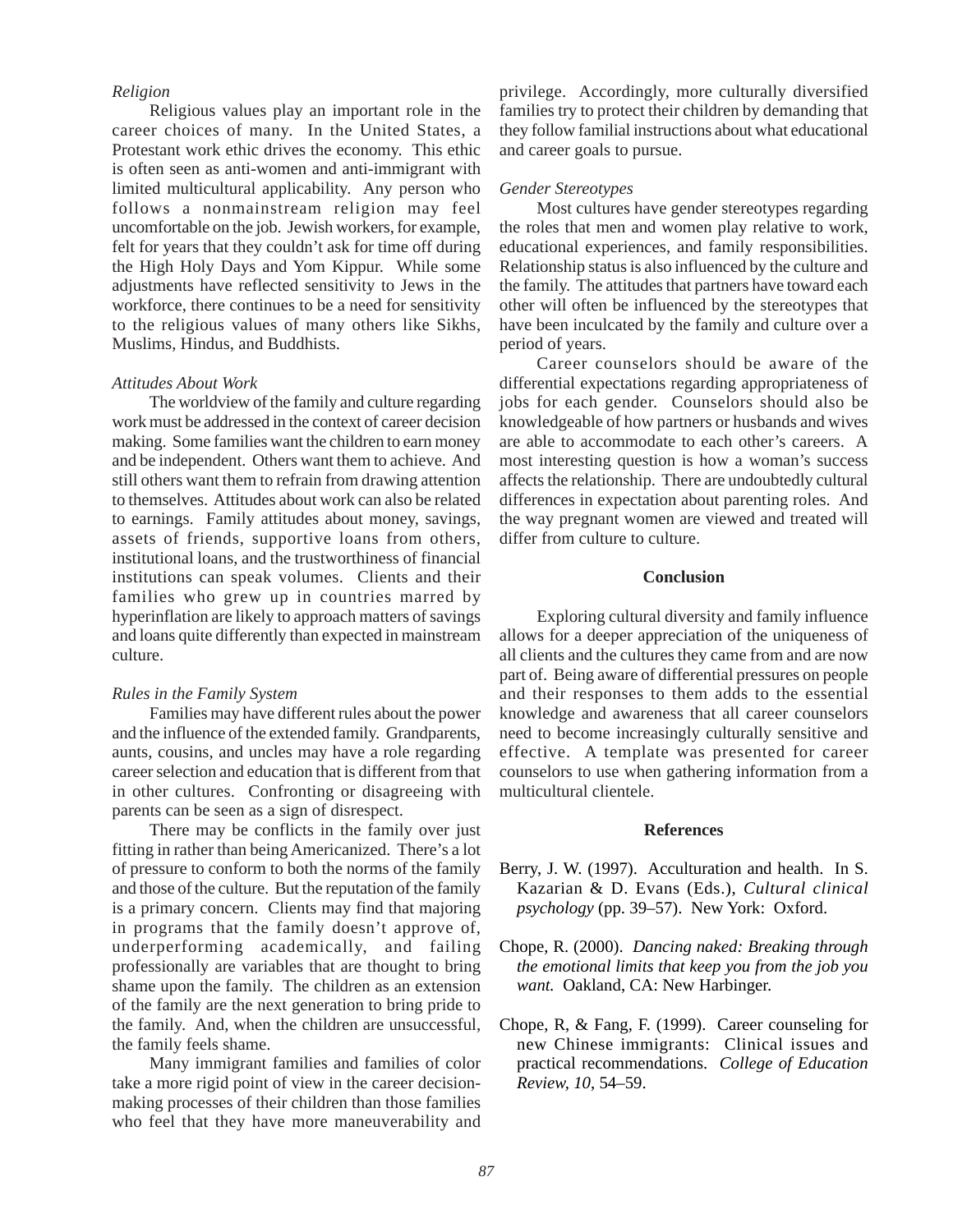*Religion*

Religious values play an important role in the career choices of many. In the United States, a Protestant work ethic drives the economy. This ethic is often seen as anti-women and anti-immigrant with limited multicultural applicability. Any person who follows a nonmainstream religion may feel uncomfortable on the job. Jewish workers, for example, felt for years that they couldn't ask for time off during the High Holy Days and Yom Kippur. While some adjustments have reflected sensitivity to Jews in the workforce, there continues to be a need for sensitivity to the religious values of many others like Sikhs, Muslims, Hindus, and Buddhists.

*Attitudes About Work*

The worldview of the family and culture regarding work must be addressed in the context of career decision making. Some families want the children to earn money and be independent. Others want them to achieve. And still others want them to refrain from drawing attention to themselves. Attitudes about work can also be related to earnings. Family attitudes about money, savings, assets of friends, supportive loans from others, institutional loans, and the trustworthiness of financial institutions can speak volumes. Clients and their families who grew up in countries marred by hyperinflation are likely to approach matters of savings and loans quite differently than expected in mainstream culture.

*Rules in the Family System*

Families may have different rules about the power and the influence of the extended family. Grandparents, aunts, cousins, and uncles may have a role regarding career selection and education that is different from that in other cultures. Confronting or disagreeing with parents can be seen as a sign of disrespect.

There may be conflicts in the family over just fitting in rather than being Americanized. There's a lot of pressure to conform to both the norms of the family and those of the culture. But the reputation of the family is a primary concern. Clients may find that majoring in programs that the family doesn't approve of, underperforming academically, and failing professionally are variables that are thought to bring shame upon the family. The children as an extension of the family are the next generation to bring pride to the family. And, when the children are unsuccessful, the family feels shame.

Many immigrant families and families of color take a more rigid point of view in the career decision-making processes of their children than those families who feel that they have more maneuverability and privilege. Accordingly, more culturally diversified families try to protect their children by demanding that they follow familial instructions about what educational and career goals to pursue.

*Gender Stereotypes*

Most cultures have gender stereotypes regarding the roles that men and women play relative to work, educational experiences, and family responsibilities. Relationship status is also influenced by the culture and the family. The attitudes that partners have toward each other will often be influenced by the stereotypes that have been inculcated by the family and culture over a period of years.

Career counselors should be aware of the differential expectations regarding appropriateness of jobs for each gender. Counselors should also be knowledgeable of how partners or husbands and wives are able to accommodate to each other's careers. A most interesting question is how a woman's success affects the relationship. There are undoubtedly cultural differences in expectation about parenting roles. And the way pregnant women are viewed and treated will differ from culture to culture.

## Conclusion

Exploring cultural diversity and family influence allows for a deeper appreciation of the uniqueness of all clients and the cultures they came from and are now part of. Being aware of differential pressures on people and their responses to them adds to the essential knowledge and awareness that all career counselors need to become increasingly culturally sensitive and effective. A template was presented for career counselors to use when gathering information from a multicultural clientele.

## References

Berry, J. W. (1997). Acculturation and health. In S. Kazarian & D. Evans (Eds.), *Cultural clinical psychology* (pp. 39–57). New York: Oxford.

Chope, R. (2000). *Dancing naked: Breaking through the emotional limits that keep you from the job you want.* Oakland, CA: New Harbinger.

Chope, R, & Fang, F. (1999). Career counseling for new Chinese immigrants: Clinical issues and practical recommendations. *College of Education Review, 10*, 54–59.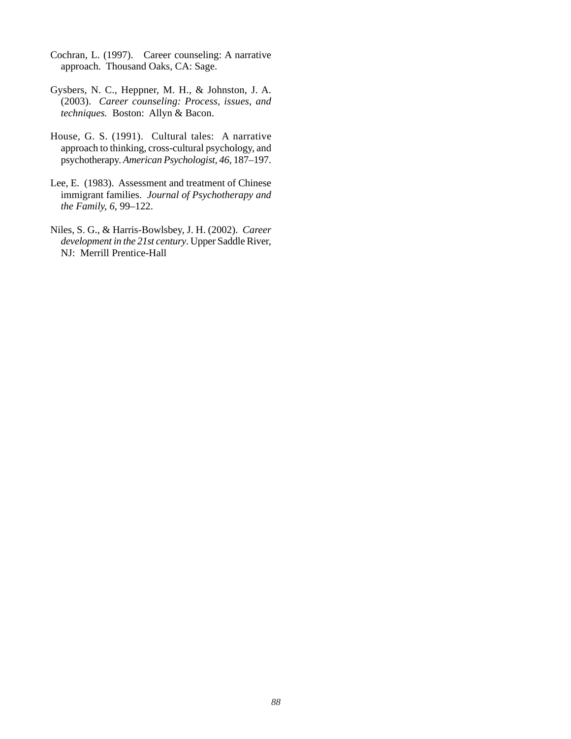Cochran, L. (1997). Career counseling: A narrative approach. Thousand Oaks, CA: Sage.

Gysbers, N. C., Heppner, M. H., & Johnston, J. A. (2003). *Career counseling: Process, issues, and techniques.* Boston: Allyn & Bacon.

House, G. S. (1991). Cultural tales: A narrative approach to thinking, cross-cultural psychology, and psychotherapy. *American Psychologist, 46*, 187–197.

Lee, E. (1983). Assessment and treatment of Chinese immigrant families. *Journal of Psychotherapy and the Family, 6*, 99–122.

Niles, S. G., & Harris-Bowlsbey, J. H. (2002). *Career development in the 21st century*. Upper Saddle River, NJ: Merrill Prentice-Hall